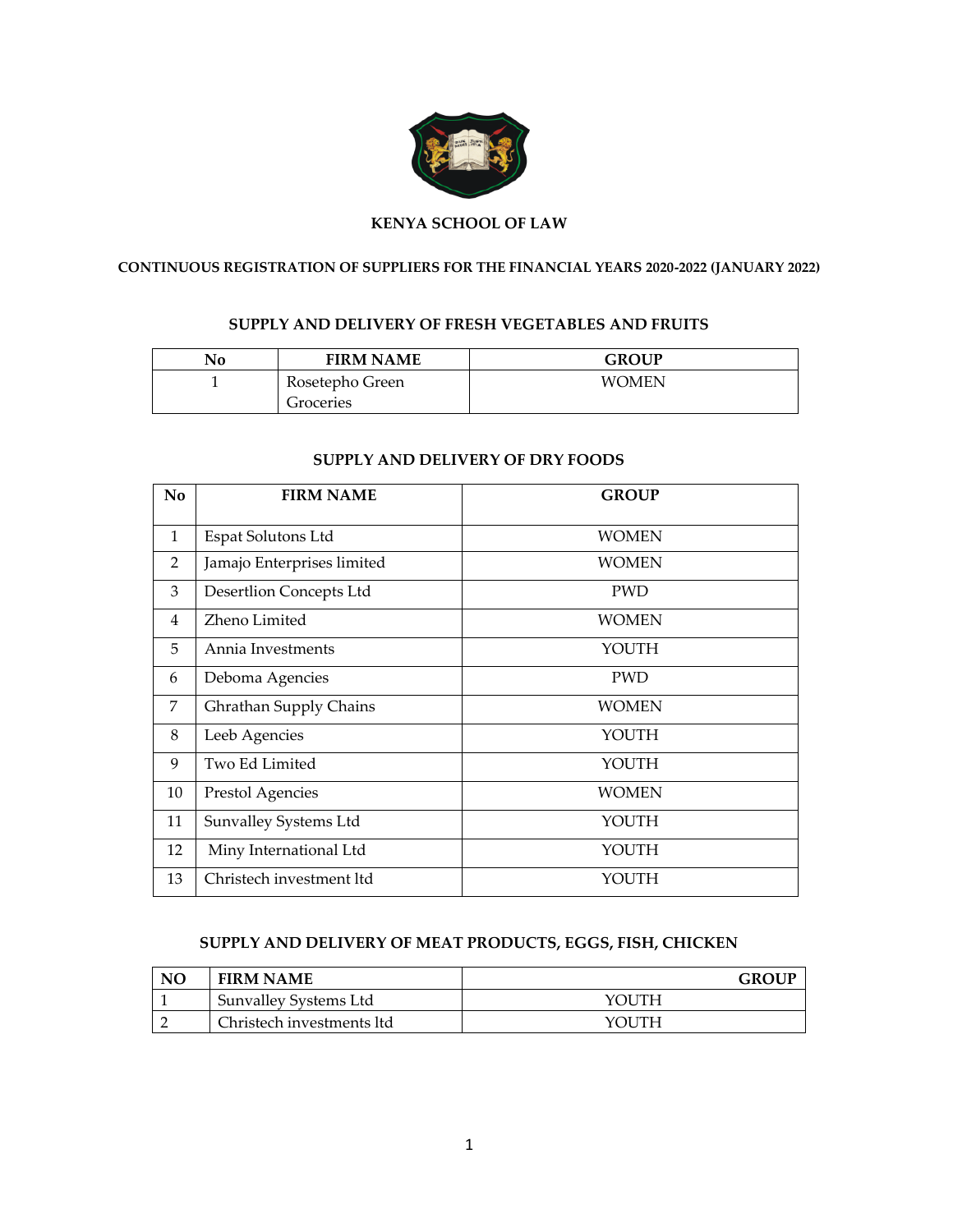# KENYA SCHOOL OF LAW

## CONTINUOUS REGISTRATION OF SUPPLIERS FOR THE FINANCIAL YEARS 2020-2022 (JANUARY 2022)

### SUPPLY AND DELIVERY OF FRESH VEGETABLES AND FRUITS

| No | FIRM NAME | GROUP |
|---|---|---|
| 1 | Rosetepho Green Groceries | WOMEN |

### SUPPLY AND DELIVERY OF DRY FOODS

| No | FIRM NAME | GROUP |
|---|---|---|
| 1 | Espat Solutons Ltd | WOMEN |
| 2 | Jamajo Enterprises limited | WOMEN |
| 3 | Desertlion Concepts Ltd | PWD |
| 4 | Zheno Limited | WOMEN |
| 5 | Annia Investments | YOUTH |
| 6 | Deboma Agencies | PWD |
| 7 | Ghrathan Supply Chains | WOMEN |
| 8 | Leeb Agencies | YOUTH |
| 9 | Two Ed Limited | YOUTH |
| 10 | Prestol Agencies | WOMEN |
| 11 | Sunvalley Systems Ltd | YOUTH |
| 12 | Miny International Ltd | YOUTH |
| 13 | Christech investment ltd | YOUTH |

### SUPPLY AND DELIVERY OF MEAT PRODUCTS, EGGS, FISH, CHICKEN

| NO | FIRM NAME | GROUP |
|---|---|---|
| 1 | Sunvalley Systems Ltd | YOUTH |
| 2 | Christech investments ltd | YOUTH |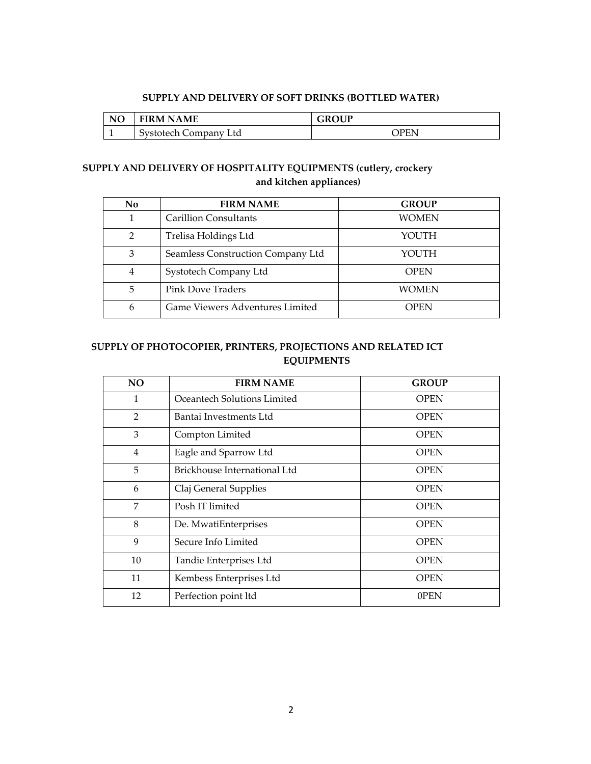**SUPPLY AND DELIVERY OF SOFT DRINKS (BOTTLED WATER)**

| NO | FIRM NAME | GROUP |
|---|---|---|
| 1 | Systotech Company Ltd | OPEN |

**SUPPLY AND DELIVERY OF HOSPITALITY EQUIPMENTS (cutlery, crockery and kitchen appliances)**

| No | FIRM NAME | GROUP |
|---|---|---|
| 1 | Carillion Consultants | WOMEN |
| 2 | Trelisa Holdings Ltd | YOUTH |
| 3 | Seamless Construction Company Ltd | YOUTH |
| 4 | Systotech Company Ltd | OPEN |
| 5 | Pink Dove Traders | WOMEN |
| 6 | Game Viewers Adventures Limited | OPEN |

**SUPPLY OF PHOTOCOPIER, PRINTERS, PROJECTIONS AND RELATED ICT EQUIPMENTS**

| NO | FIRM NAME | GROUP |
|---|---|---|
| 1 | Oceantech Solutions Limited | OPEN |
| 2 | Bantai Investments Ltd | OPEN |
| 3 | Compton Limited | OPEN |
| 4 | Eagle and Sparrow Ltd | OPEN |
| 5 | Brickhouse International Ltd | OPEN |
| 6 | Claj General Supplies | OPEN |
| 7 | Posh IT limited | OPEN |
| 8 | De. MwatiEnterprises | OPEN |
| 9 | Secure Info Limited | OPEN |
| 10 | Tandie Enterprises Ltd | OPEN |
| 11 | Kembess Enterprises Ltd | OPEN |
| 12 | Perfection point ltd | 0PEN |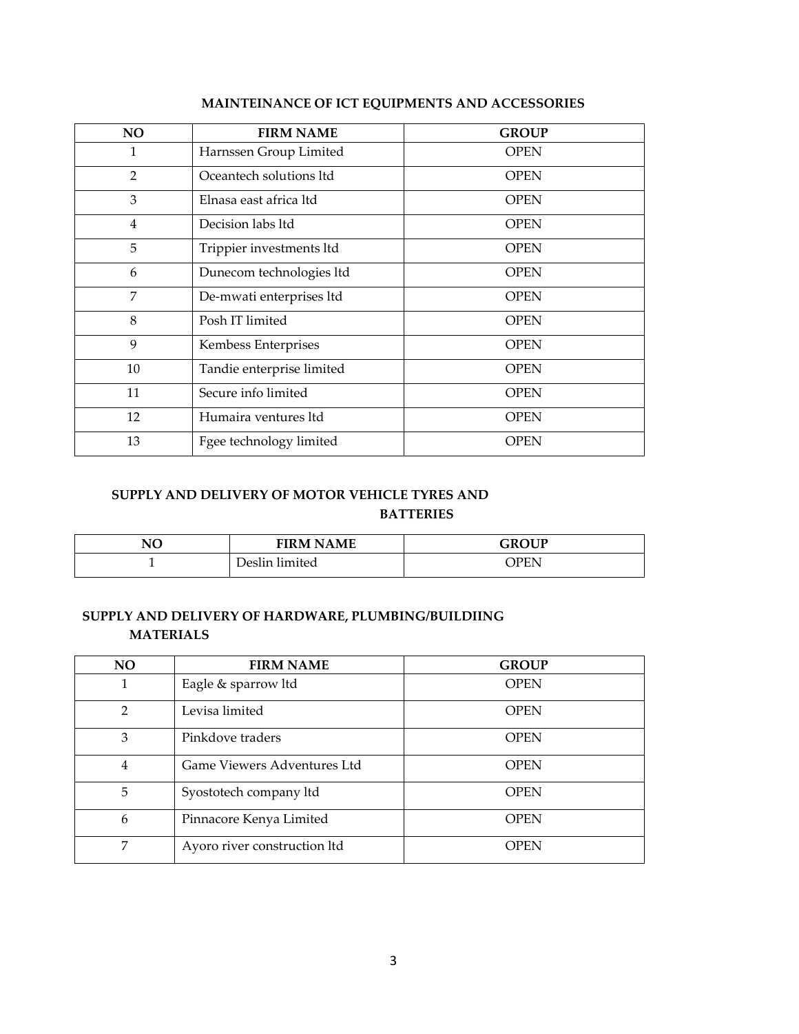## MAINTEINANCE OF ICT EQUIPMENTS AND ACCESSORIES

| NO | FIRM NAME | GROUP |
|---|---|---|
| 1 | Harnssen Group Limited | OPEN |
| 2 | Oceantech solutions ltd | OPEN |
| 3 | Elnasa east africa ltd | OPEN |
| 4 | Decision labs ltd | OPEN |
| 5 | Trippier investments ltd | OPEN |
| 6 | Dunecom technologies ltd | OPEN |
| 7 | De-mwati enterprises ltd | OPEN |
| 8 | Posh IT limited | OPEN |
| 9 | Kembess Enterprises | OPEN |
| 10 | Tandie enterprise limited | OPEN |
| 11 | Secure info limited | OPEN |
| 12 | Humaira ventures ltd | OPEN |
| 13 | Fgee technology limited | OPEN |

## SUPPLY AND DELIVERY OF MOTOR VEHICLE TYRES AND BATTERIES

| NO | FIRM NAME | GROUP |
|---|---|---|
| 1 | Deslin limited | OPEN |

## SUPPLY AND DELIVERY OF HARDWARE, PLUMBING/BUILDIING MATERIALS

| NO | FIRM NAME | GROUP |
|---|---|---|
| 1 | Eagle & sparrow ltd | OPEN |
| 2 | Levisa limited | OPEN |
| 3 | Pinkdove traders | OPEN |
| 4 | Game Viewers Adventures Ltd | OPEN |
| 5 | Syostotech company ltd | OPEN |
| 6 | Pinnacore Kenya Limited | OPEN |
| 7 | Ayoro river construction ltd | OPEN |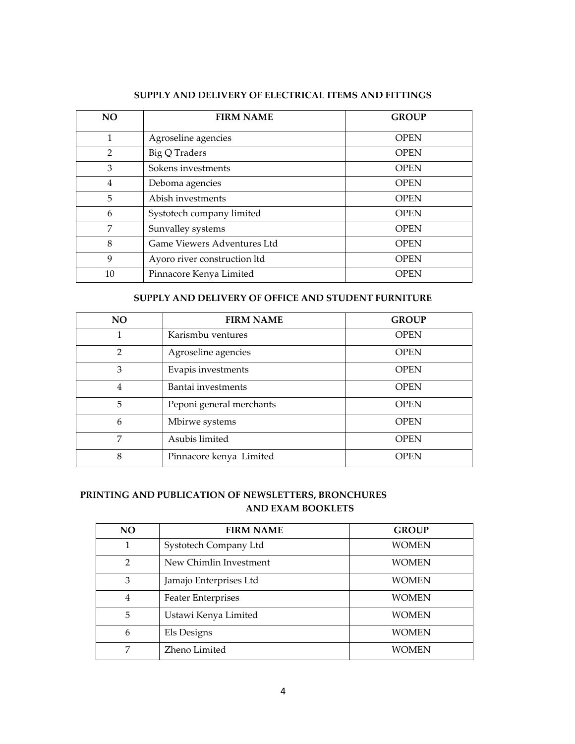### SUPPLY AND DELIVERY OF ELECTRICAL ITEMS AND FITTINGS

| NO | FIRM NAME | GROUP |
|---|---|---|
| 1 | Agroseline agencies | OPEN |
| 2 | Big Q Traders | OPEN |
| 3 | Sokens investments | OPEN |
| 4 | Deboma agencies | OPEN |
| 5 | Abish investments | OPEN |
| 6 | Systotech company limited | OPEN |
| 7 | Sunvalley systems | OPEN |
| 8 | Game Viewers Adventures Ltd | OPEN |
| 9 | Ayoro river construction ltd | OPEN |
| 10 | Pinnacore Kenya Limited | OPEN |

### SUPPLY AND DELIVERY OF OFFICE AND STUDENT FURNITURE

| NO | FIRM NAME | GROUP |
|---|---|---|
| 1 | Karismbu ventures | OPEN |
| 2 | Agroseline agencies | OPEN |
| 3 | Evapis investments | OPEN |
| 4 | Bantai investments | OPEN |
| 5 | Peponi general merchants | OPEN |
| 6 | Mbirwe systems | OPEN |
| 7 | Asubis limited | OPEN |
| 8 | Pinnacore kenya Limited | OPEN |

### PRINTING AND PUBLICATION OF NEWSLETTERS, BRONCHURES AND EXAM BOOKLETS

| NO | FIRM NAME | GROUP |
|---|---|---|
| 1 | Systotech Company Ltd | WOMEN |
| 2 | New Chimlin Investment | WOMEN |
| 3 | Jamajo Enterprises Ltd | WOMEN |
| 4 | Feater Enterprises | WOMEN |
| 5 | Ustawi Kenya Limited | WOMEN |
| 6 | Els Designs | WOMEN |
| 7 | Zheno Limited | WOMEN |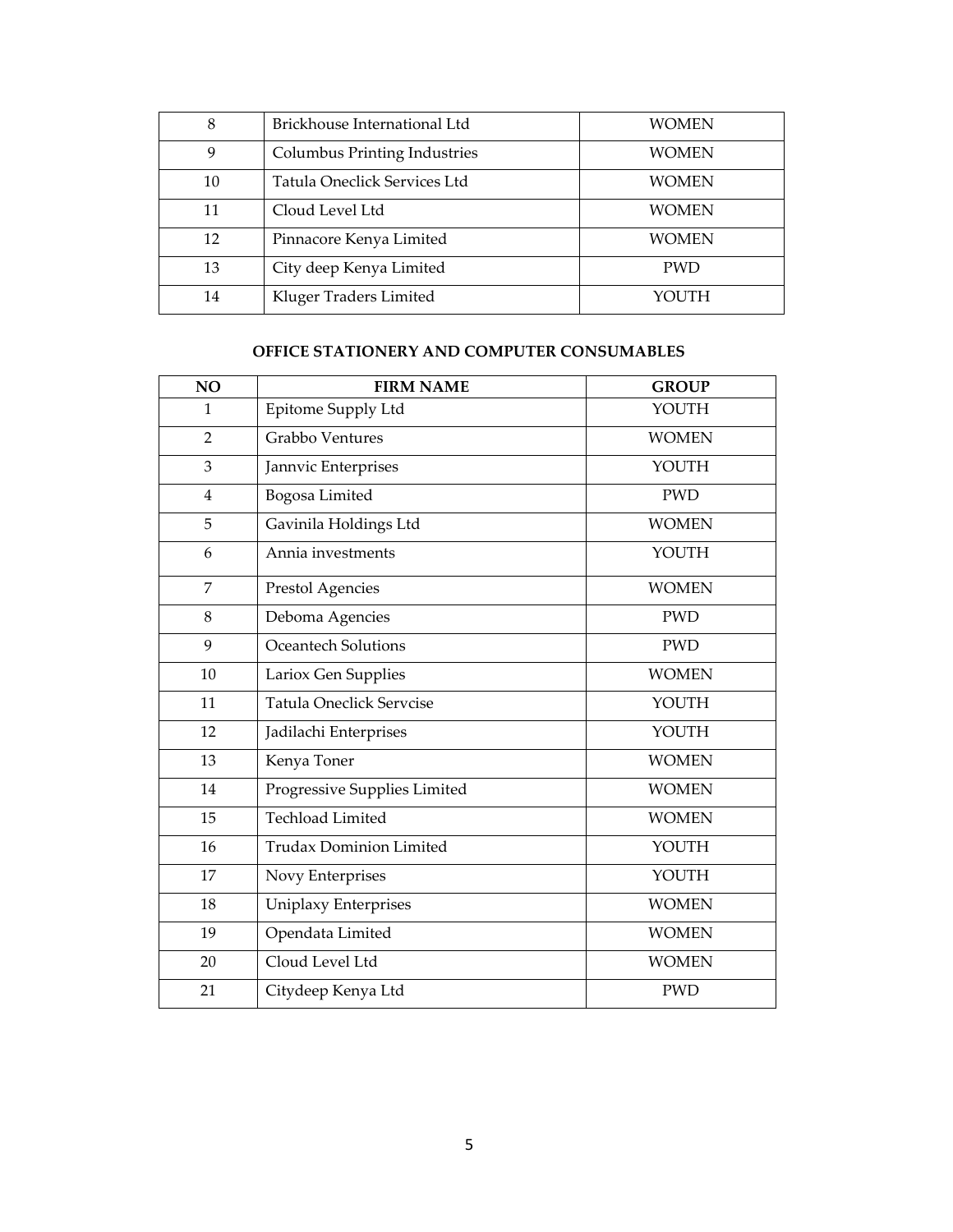| | | |
|---|---|---|
| 8 | Brickhouse International Ltd | WOMEN |
| 9 | Columbus Printing Industries | WOMEN |
| 10 | Tatula Oneclick Services Ltd | WOMEN |
| 11 | Cloud Level Ltd | WOMEN |
| 12 | Pinnacore Kenya Limited | WOMEN |
| 13 | City deep Kenya Limited | PWD |
| 14 | Kluger Traders Limited | YOUTH |

**OFFICE STATIONERY AND COMPUTER CONSUMABLES**

| NO | FIRM NAME | GROUP |
|---|---|---|
| 1 | Epitome Supply Ltd | YOUTH |
| 2 | Grabbo Ventures | WOMEN |
| 3 | Jannvic Enterprises | YOUTH |
| 4 | Bogosa Limited | PWD |
| 5 | Gavinila Holdings Ltd | WOMEN |
| 6 | Annia investments | YOUTH |
| 7 | Prestol Agencies | WOMEN |
| 8 | Deboma Agencies | PWD |
| 9 | Oceantech Solutions | PWD |
| 10 | Lariox Gen Supplies | WOMEN |
| 11 | Tatula Oneclick Servcise | YOUTH |
| 12 | Jadilachi Enterprises | YOUTH |
| 13 | Kenya Toner | WOMEN |
| 14 | Progressive Supplies Limited | WOMEN |
| 15 | Techload Limited | WOMEN |
| 16 | Trudax Dominion Limited | YOUTH |
| 17 | Novy Enterprises | YOUTH |
| 18 | Uniplaxy Enterprises | WOMEN |
| 19 | Opendata Limited | WOMEN |
| 20 | Cloud Level Ltd | WOMEN |
| 21 | Citydeep Kenya Ltd | PWD |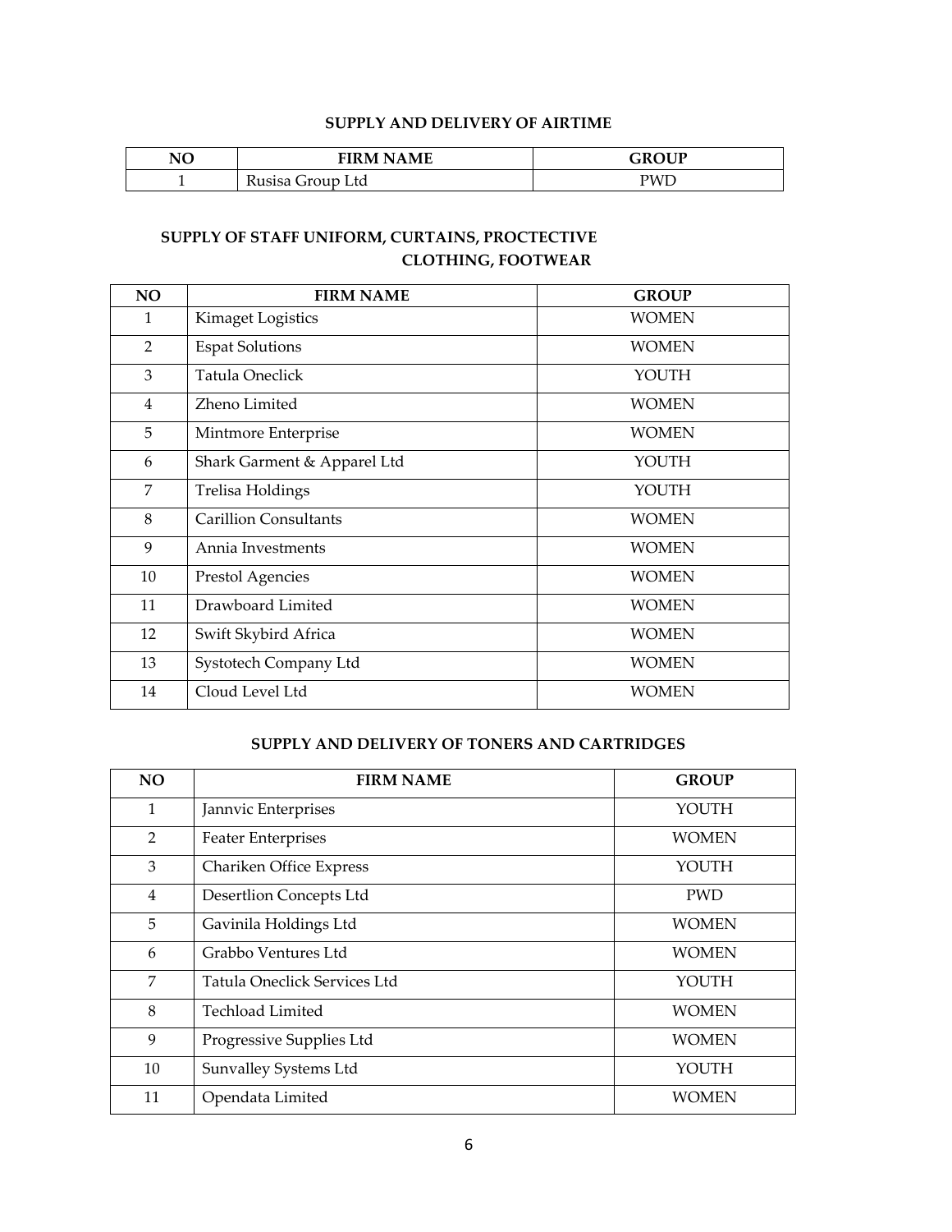## SUPPLY AND DELIVERY OF AIRTIME

| NO | FIRM NAME | GROUP |
|---|---|---|
| 1 | Rusisa Group Ltd | PWD |

## SUPPLY OF STAFF UNIFORM, CURTAINS, PROCTECTIVE CLOTHING, FOOTWEAR

| NO | FIRM NAME | GROUP |
|---|---|---|
| 1 | Kimaget Logistics | WOMEN |
| 2 | Espat Solutions | WOMEN |
| 3 | Tatula Oneclick | YOUTH |
| 4 | Zheno Limited | WOMEN |
| 5 | Mintmore Enterprise | WOMEN |
| 6 | Shark Garment & Apparel Ltd | YOUTH |
| 7 | Trelisa Holdings | YOUTH |
| 8 | Carillion Consultants | WOMEN |
| 9 | Annia Investments | WOMEN |
| 10 | Prestol Agencies | WOMEN |
| 11 | Drawboard Limited | WOMEN |
| 12 | Swift Skybird Africa | WOMEN |
| 13 | Systotech Company Ltd | WOMEN |
| 14 | Cloud Level Ltd | WOMEN |

## SUPPLY AND DELIVERY OF TONERS AND CARTRIDGES

| NO | FIRM NAME | GROUP |
|---|---|---|
| 1 | Jannvic Enterprises | YOUTH |
| 2 | Feater Enterprises | WOMEN |
| 3 | Chariken Office Express | YOUTH |
| 4 | Desertlion Concepts Ltd | PWD |
| 5 | Gavinila Holdings Ltd | WOMEN |
| 6 | Grabbo Ventures Ltd | WOMEN |
| 7 | Tatula Oneclick Services Ltd | YOUTH |
| 8 | Techload Limited | WOMEN |
| 9 | Progressive Supplies Ltd | WOMEN |
| 10 | Sunvalley Systems Ltd | YOUTH |
| 11 | Opendata Limited | WOMEN |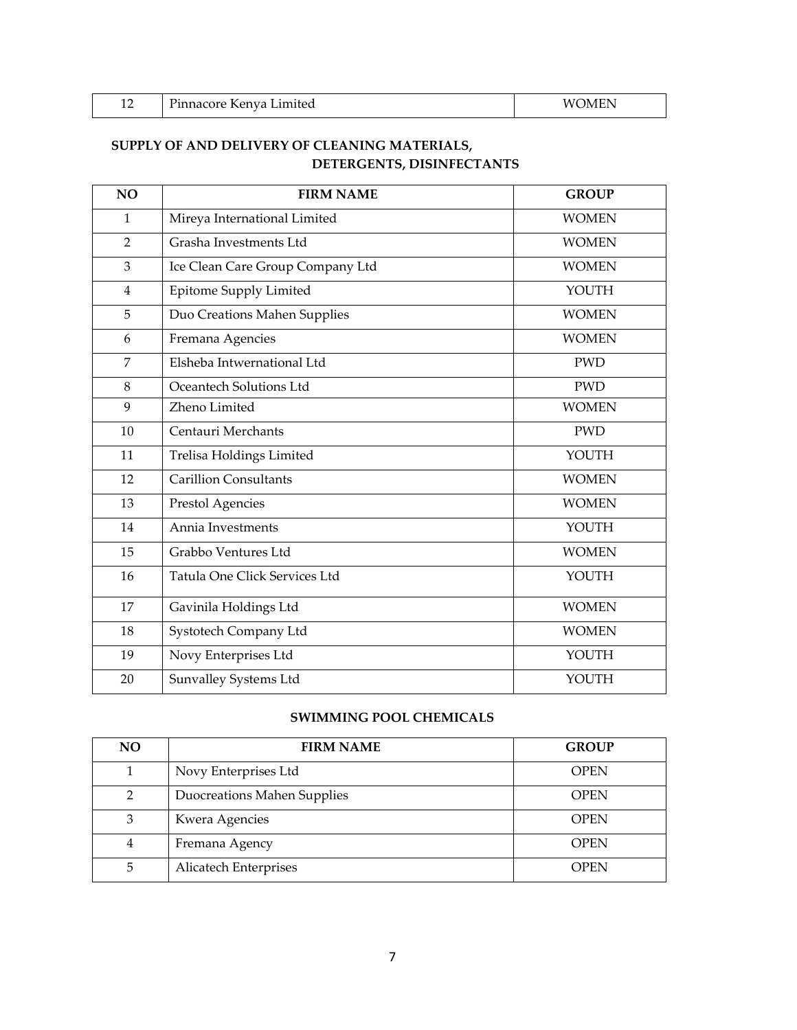| 12 | Pinnacore Kenya Limited | WOMEN |
|---|---|---|

**SUPPLY OF AND DELIVERY OF CLEANING MATERIALS, DETERGENTS, DISINFECTANTS**

| NO | FIRM NAME | GROUP |
|---|---|---|
| 1 | Mireya International Limited | WOMEN |
| 2 | Grasha Investments Ltd | WOMEN |
| 3 | Ice Clean Care Group Company Ltd | WOMEN |
| 4 | Epitome Supply Limited | YOUTH |
| 5 | Duo Creations Mahen Supplies | WOMEN |
| 6 | Fremana Agencies | WOMEN |
| 7 | Elsheba Intwernational Ltd | PWD |
| 8 | Oceantech Solutions Ltd | PWD |
| 9 | Zheno Limited | WOMEN |
| 10 | Centauri Merchants | PWD |
| 11 | Trelisa Holdings Limited | YOUTH |
| 12 | Carillion Consultants | WOMEN |
| 13 | Prestol Agencies | WOMEN |
| 14 | Annia Investments | YOUTH |
| 15 | Grabbo Ventures Ltd | WOMEN |
| 16 | Tatula One Click Services Ltd | YOUTH |
| 17 | Gavinila Holdings Ltd | WOMEN |
| 18 | Systotech Company Ltd | WOMEN |
| 19 | Novy Enterprises Ltd | YOUTH |
| 20 | Sunvalley Systems Ltd | YOUTH |

**SWIMMING POOL CHEMICALS**

| NO | FIRM NAME | GROUP |
|---|---|---|
| 1 | Novy Enterprises Ltd | OPEN |
| 2 | Duocreations Mahen Supplies | OPEN |
| 3 | Kwera Agencies | OPEN |
| 4 | Fremana Agency | OPEN |
| 5 | Alicatech Enterprises | OPEN |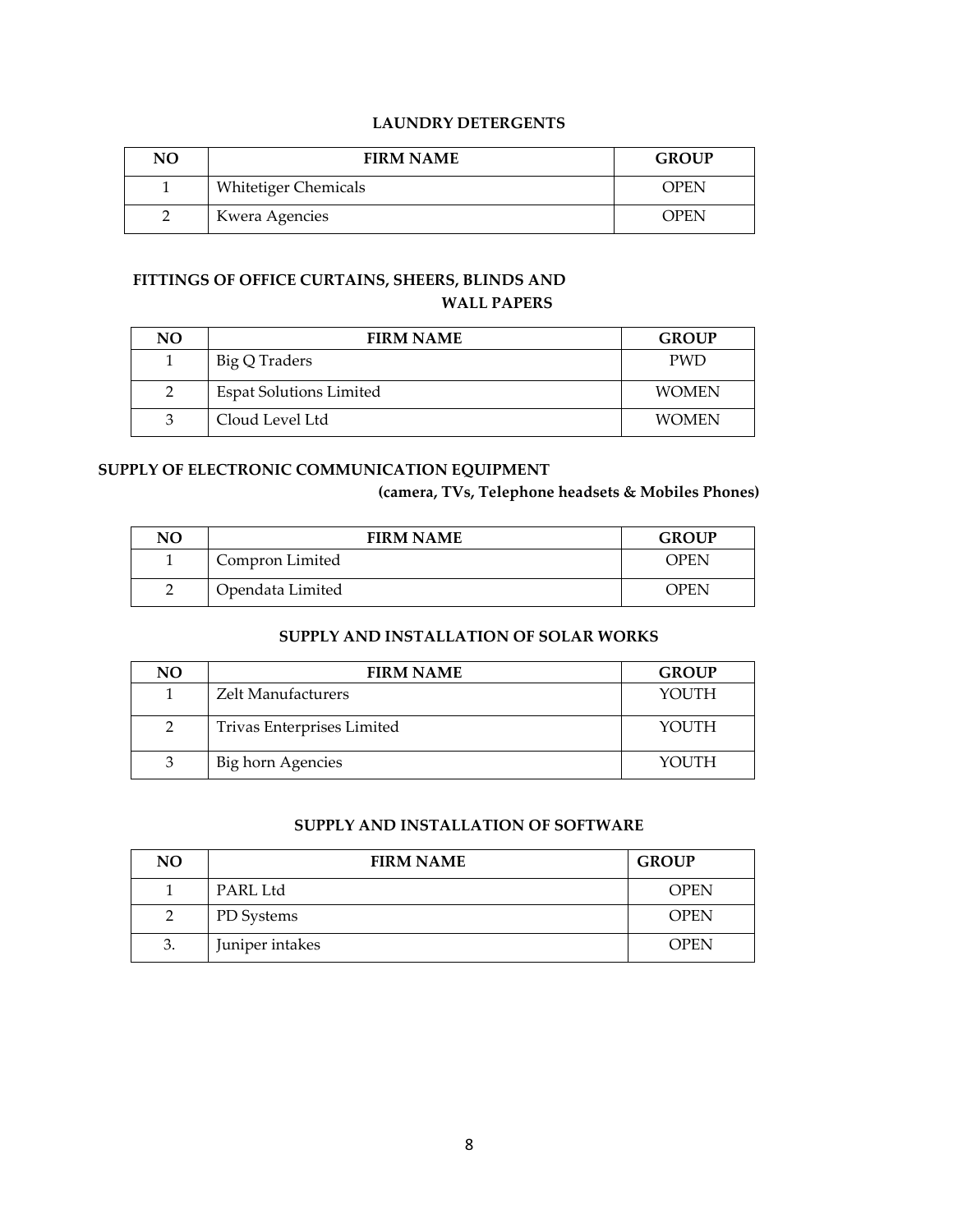### LAUNDRY DETERGENTS

| NO | FIRM NAME | GROUP |
|---|---|---|
| 1 | Whitetiger Chemicals | OPEN |
| 2 | Kwera Agencies | OPEN |

### FITTINGS OF OFFICE CURTAINS, SHEERS, BLINDS AND WALL PAPERS

| NO | FIRM NAME | GROUP |
|---|---|---|
| 1 | Big Q Traders | PWD |
| 2 | Espat Solutions Limited | WOMEN |
| 3 | Cloud Level Ltd | WOMEN |

### SUPPLY OF ELECTRONIC COMMUNICATION EQUIPMENT (camera, TVs, Telephone headsets & Mobiles Phones)

| NO | FIRM NAME | GROUP |
|---|---|---|
| 1 | Compron Limited | OPEN |
| 2 | Opendata Limited | OPEN |

### SUPPLY AND INSTALLATION OF SOLAR WORKS

| NO | FIRM NAME | GROUP |
|---|---|---|
| 1 | Zelt Manufacturers | YOUTH |
| 2 | Trivas Enterprises Limited | YOUTH |
| 3 | Big horn Agencies | YOUTH |

### SUPPLY AND INSTALLATION OF SOFTWARE

| NO | FIRM NAME | GROUP |
|---|---|---|
| 1 | PARL Ltd | OPEN |
| 2 | PD Systems | OPEN |
| 3. | Juniper intakes | OPEN |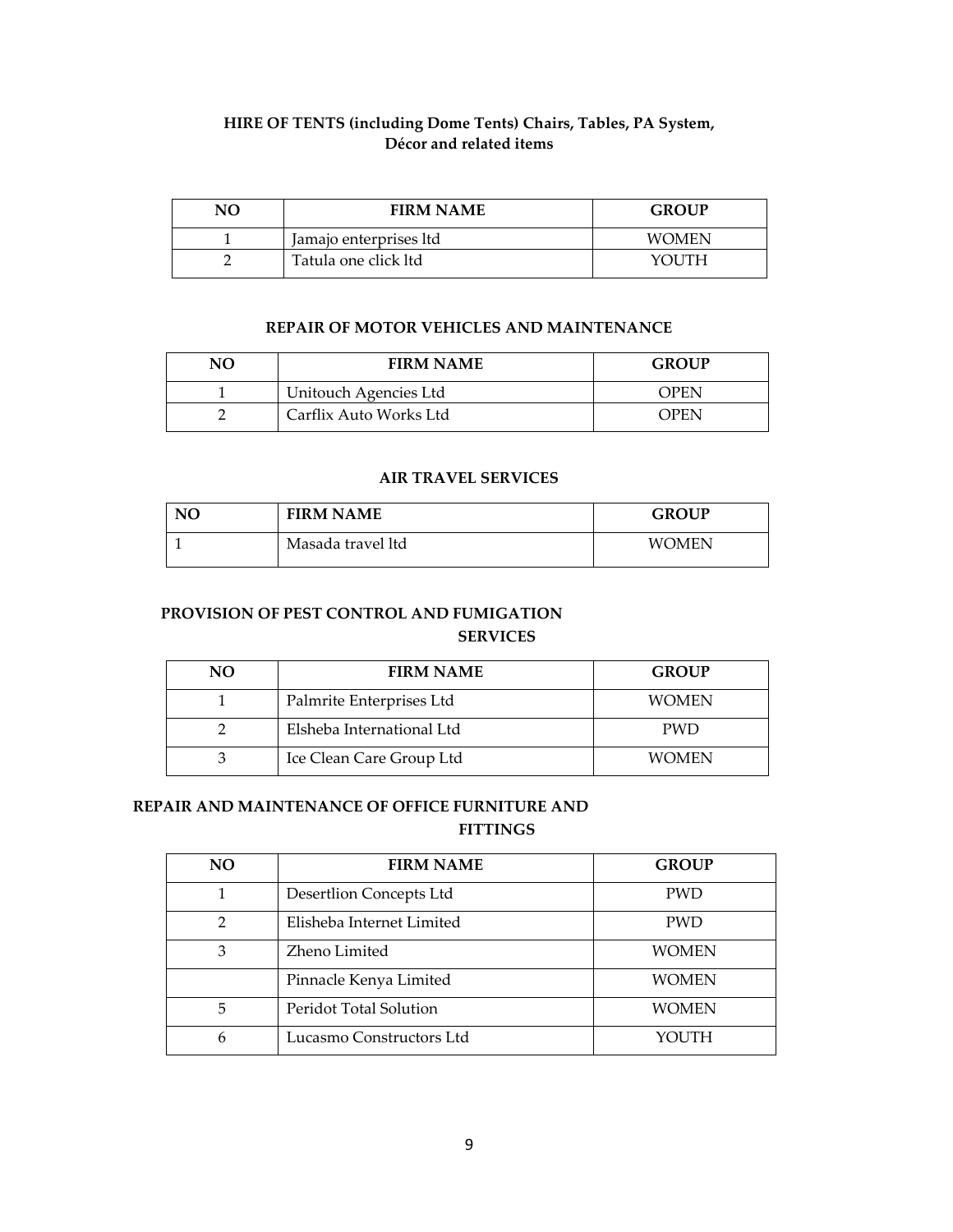### HIRE OF TENTS (including Dome Tents) Chairs, Tables, PA System, Décor and related items

| NO | FIRM NAME | GROUP |
|---|---|---|
| 1 | Jamajo enterprises ltd | WOMEN |
| 2 | Tatula one click ltd | YOUTH |

### REPAIR OF MOTOR VEHICLES AND MAINTENANCE

| NO | FIRM NAME | GROUP |
|---|---|---|
| 1 | Unitouch Agencies Ltd | OPEN |
| 2 | Carflix Auto Works Ltd | OPEN |

### AIR TRAVEL SERVICES

| NO | FIRM NAME | GROUP |
|---|---|---|
| 1 | Masada travel ltd | WOMEN |

### PROVISION OF PEST CONTROL AND FUMIGATION SERVICES

| NO | FIRM NAME | GROUP |
|---|---|---|
| 1 | Palmrite Enterprises Ltd | WOMEN |
| 2 | Elsheba International Ltd | PWD |
| 3 | Ice Clean Care Group Ltd | WOMEN |

### REPAIR AND MAINTENANCE OF OFFICE FURNITURE AND FITTINGS

| NO | FIRM NAME | GROUP |
|---|---|---|
| 1 | Desertlion Concepts Ltd | PWD |
| 2 | Elisheba Internet Limited | PWD |
| 3 | Zheno Limited | WOMEN |
| | Pinnacle Kenya Limited | WOMEN |
| 5 | Peridot Total Solution | WOMEN |
| 6 | Lucasmo Constructors Ltd | YOUTH |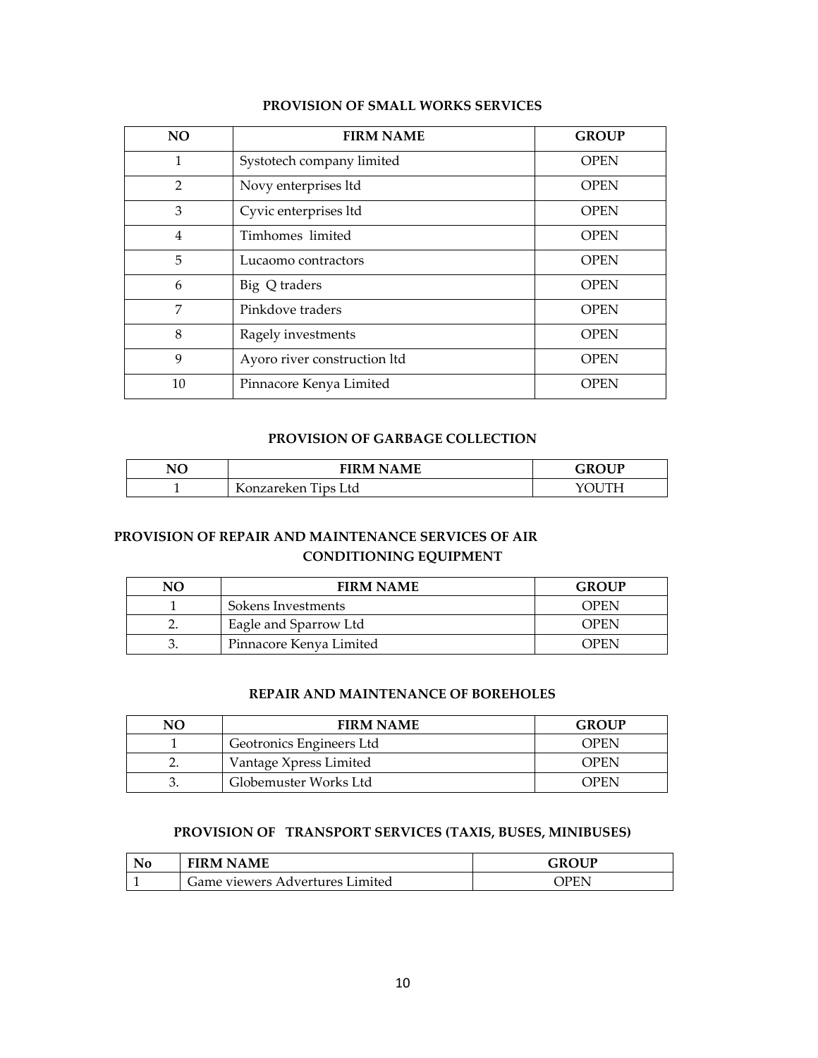### PROVISION OF SMALL WORKS SERVICES

| NO | FIRM NAME | GROUP |
|---|---|---|
| 1 | Systotech company limited | OPEN |
| 2 | Novy enterprises ltd | OPEN |
| 3 | Cyvic enterprises ltd | OPEN |
| 4 | Timhomes limited | OPEN |
| 5 | Lucaomo contractors | OPEN |
| 6 | Big Q traders | OPEN |
| 7 | Pinkdove traders | OPEN |
| 8 | Ragely investments | OPEN |
| 9 | Ayoro river construction ltd | OPEN |
| 10 | Pinnacore Kenya Limited | OPEN |

### PROVISION OF GARBAGE COLLECTION

| NO | FIRM NAME | GROUP |
|---|---|---|
| 1 | Konzareken Tips Ltd | YOUTH |

### PROVISION OF REPAIR AND MAINTENANCE SERVICES OF AIR CONDITIONING EQUIPMENT

| NO | FIRM NAME | GROUP |
|---|---|---|
| 1 | Sokens Investments | OPEN |
| 2. | Eagle and Sparrow Ltd | OPEN |
| 3. | Pinnacore Kenya Limited | OPEN |

### REPAIR AND MAINTENANCE OF BOREHOLES

| NO | FIRM NAME | GROUP |
|---|---|---|
| 1 | Geotronics Engineers Ltd | OPEN |
| 2. | Vantage Xpress Limited | OPEN |
| 3. | Globemuster Works Ltd | OPEN |

### PROVISION OF TRANSPORT SERVICES (TAXIS, BUSES, MINIBUSES)

| No | FIRM NAME | GROUP |
|---|---|---|
| 1 | Game viewers Advertures Limited | OPEN |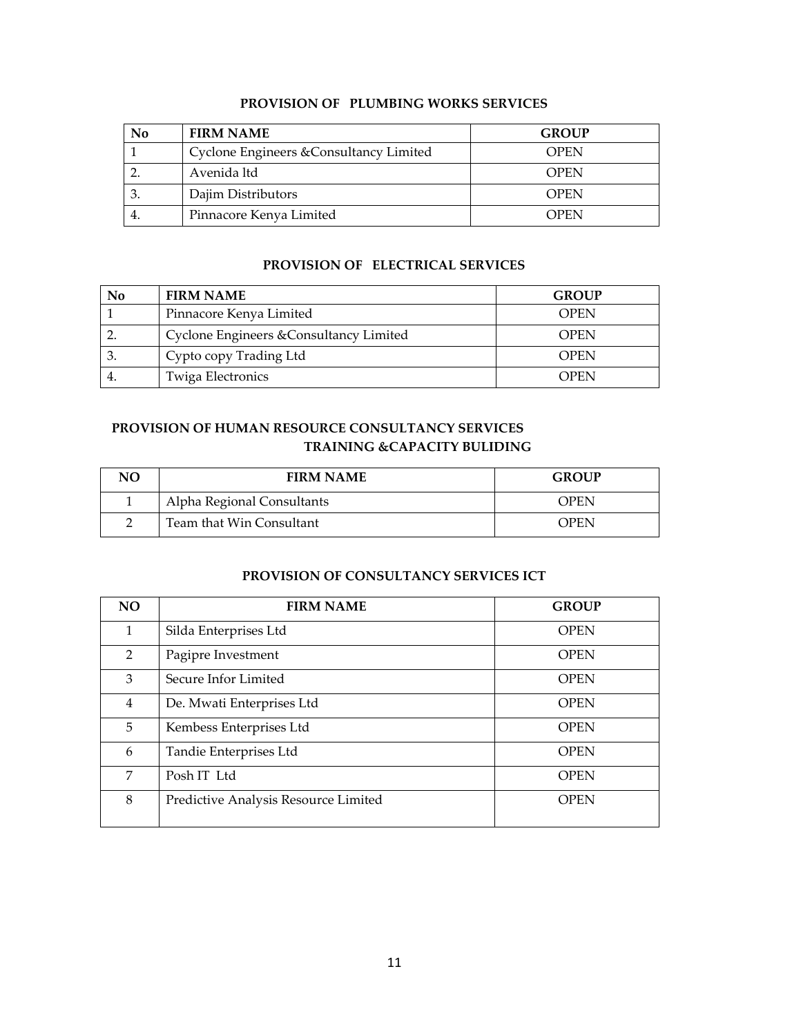### PROVISION OF PLUMBING WORKS SERVICES

| No | FIRM NAME | GROUP |
|---|---|---|
| 1 | Cyclone Engineers &Consultancy Limited | OPEN |
| 2. | Avenida ltd | OPEN |
| 3. | Dajim Distributors | OPEN |
| 4. | Pinnacore Kenya Limited | OPEN |

### PROVISION OF ELECTRICAL SERVICES

| No | FIRM NAME | GROUP |
|---|---|---|
| 1 | Pinnacore Kenya Limited | OPEN |
| 2. | Cyclone Engineers &Consultancy Limited | OPEN |
| 3. | Cypto copy Trading Ltd | OPEN |
| 4. | Twiga Electronics | OPEN |

### PROVISION OF HUMAN RESOURCE CONSULTANCY SERVICES TRAINING &CAPACITY BULIDING

| NO | FIRM NAME | GROUP |
|---|---|---|
| 1 | Alpha Regional Consultants | OPEN |
| 2 | Team that Win Consultant | OPEN |

### PROVISION OF CONSULTANCY SERVICES ICT

| NO | FIRM NAME | GROUP |
|---|---|---|
| 1 | Silda Enterprises Ltd | OPEN |
| 2 | Pagipre Investment | OPEN |
| 3 | Secure Infor Limited | OPEN |
| 4 | De. Mwati Enterprises Ltd | OPEN |
| 5 | Kembess Enterprises Ltd | OPEN |
| 6 | Tandie Enterprises Ltd | OPEN |
| 7 | Posh IT Ltd | OPEN |
| 8 | Predictive Analysis Resource Limited | OPEN |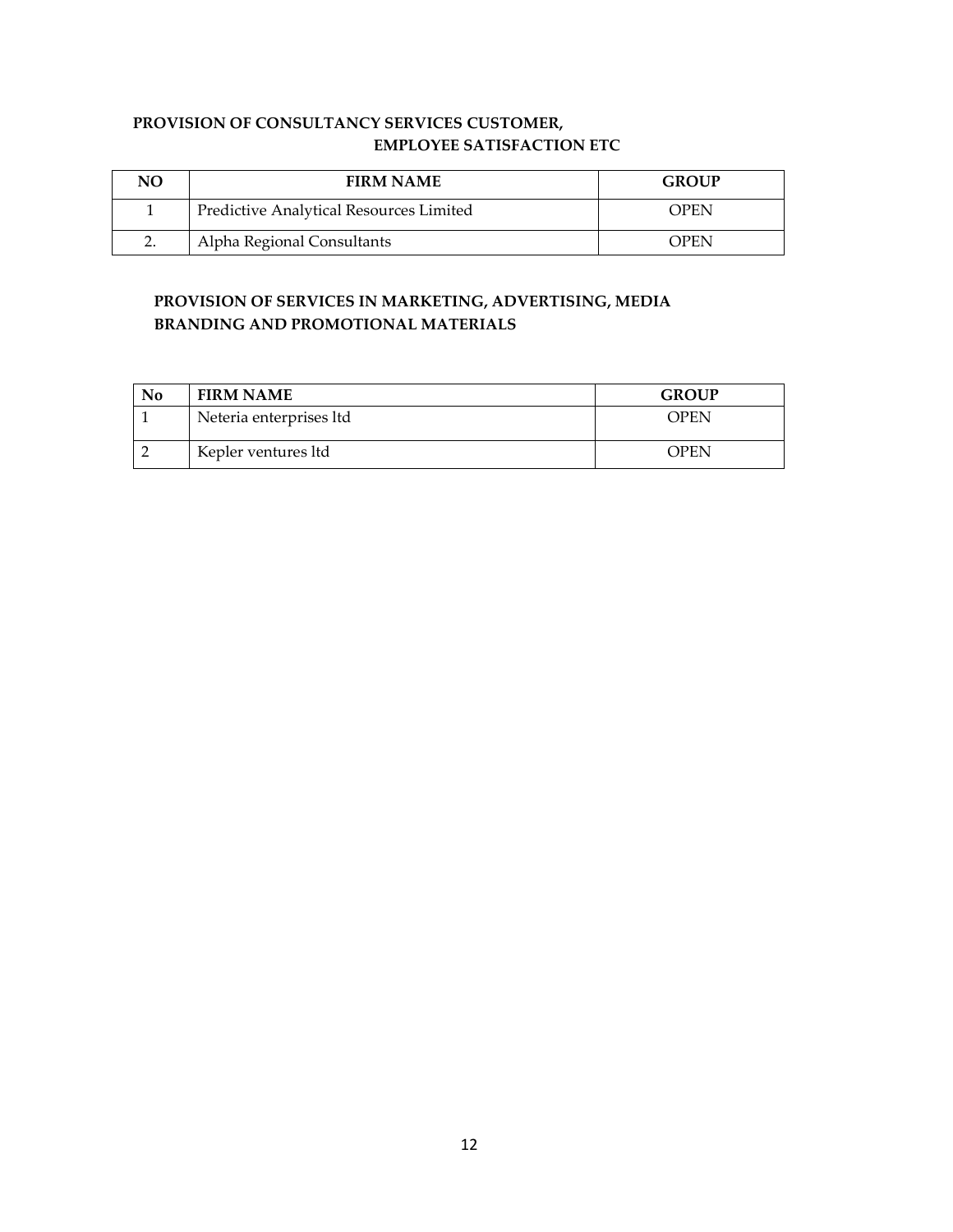**PROVISION OF CONSULTANCY SERVICES CUSTOMER, EMPLOYEE SATISFACTION ETC**

| NO | FIRM NAME | GROUP |
|---|---|---|
| 1 | Predictive Analytical Resources Limited | OPEN |
| 2. | Alpha Regional Consultants | OPEN |

**PROVISION OF SERVICES IN MARKETING, ADVERTISING, MEDIA BRANDING AND PROMOTIONAL MATERIALS**

| No | FIRM NAME | GROUP |
|---|---|---|
| 1 | Neteria enterprises ltd | OPEN |
| 2 | Kepler ventures ltd | OPEN |